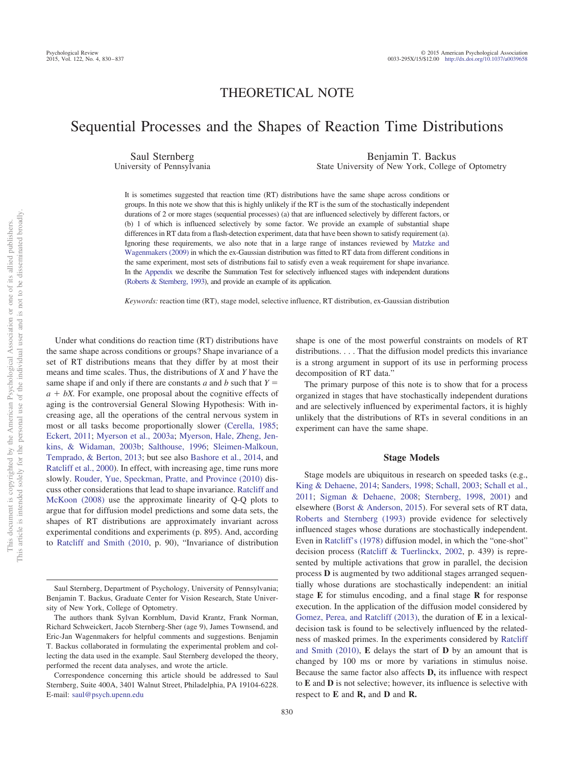THEORETICAL NOTE

# Sequential Processes and the Shapes of Reaction Time Distributions

Saul Sternberg
University of Pennsylvania

Benjamin T. Backus
State University of New York, College of Optometry

It is sometimes suggested that reaction time (RT) distributions have the same shape across conditions or groups. In this note we show that this is highly unlikely if the RT is the sum of the stochastically independent durations of 2 or more stages (sequential processes) (a) that are influenced selectively by different factors, or (b) 1 of which is influenced selectively by some factor. We provide an example of substantial shape differences in RT data from a flash-detection experiment, data that have been shown to satisfy requirement (a). Ignoring these requirements, we also note that in a large range of instances reviewed by Matzke and Wagenmakers (2009) in which the ex-Gaussian distribution was fitted to RT data from different conditions in the same experiment, most sets of distributions fail to satisfy even a weak requirement for shape invariance. In the Appendix we describe the Summation Test for selectively influenced stages with independent durations (Roberts & Sternberg, 1993), and provide an example of its application.

*Keywords:* reaction time (RT), stage model, selective influence, RT distribution, ex-Gaussian distribution

Under what conditions do reaction time (RT) distributions have the same shape across conditions or groups? Shape invariance of a set of RT distributions means that they differ by at most their means and time scales. Thus, the distributions of $X$ and $Y$ have the same shape if and only if there are constants $a$ and $b$ such that $Y = a + bX$. For example, one proposal about the cognitive effects of aging is the controversial General Slowing Hypothesis: With increasing age, all the operations of the central nervous system in most or all tasks become proportionally slower (Cerella, 1985; Eckert, 2011; Myerson et al., 2003a; Myerson, Hale, Zheng, Jenkins, & Widaman, 2003b; Salthouse, 1996; Sleimen-Malkoun, Temprado, & Berton, 2013; but see also Bashore et al., 2014, and Ratcliff et al., 2000). In effect, with increasing age, time runs more slowly. Rouder, Yue, Speckman, Pratte, and Province (2010) discuss other considerations that lead to shape invariance. Ratcliff and McKoon (2008) use the approximate linearity of Q-Q plots to argue that for diffusion model predictions and some data sets, the shapes of RT distributions are approximately invariant across experimental conditions and experiments (p. 895). And, according to Ratcliff and Smith (2010, p. 90), "Invariance of distribution shape is one of the most powerful constraints on models of RT distributions. . . . That the diffusion model predicts this invariance is a strong argument in support of its use in performing process decomposition of RT data."

The primary purpose of this note is to show that for a process organized in stages that have stochastically independent durations and are selectively influenced by experimental factors, it is highly unlikely that the distributions of RTs in several conditions in an experiment can have the same shape.

## Stage Models

Stage models are ubiquitous in research on speeded tasks (e.g., King & Dehaene, 2014; Sanders, 1998; Schall, 2003; Schall et al., 2011; Sigman & Dehaene, 2008; Sternberg, 1998, 2001) and elsewhere (Borst & Anderson, 2015). For several sets of RT data, Roberts and Sternberg (1993) provide evidence for selectively influenced stages whose durations are stochastically independent. Even in Ratcliff's (1978) diffusion model, in which the "one-shot" decision process (Ratcliff & Tuerlinckx, 2002, p. 439) is represented by multiple activations that grow in parallel, the decision process **D** is augmented by two additional stages arranged sequentially whose durations are stochastically independent: an initial stage **E** for stimulus encoding, and a final stage **R** for response execution. In the application of the diffusion model considered by Gomez, Perea, and Ratcliff (2013), the duration of **E** in a lexical-decision task is found to be selectively influenced by the relatedness of masked primes. In the experiments considered by Ratcliff and Smith (2010), **E** delays the start of **D** by an amount that is changed by 100 ms or more by variations in stimulus noise. Because the same factor also affects **D,** its influence with respect to **E** and **D** is not selective; however, its influence is selective with respect to **E** and **R,** and **D** and **R.**

Saul Sternberg, Department of Psychology, University of Pennsylvania; Benjamin T. Backus, Graduate Center for Vision Research, State University of New York, College of Optometry.

The authors thank Sylvan Kornblum, David Krantz, Frank Norman, Richard Schweickert, Jacob Sternberg-Sher (age 9), James Townsend, and Eric-Jan Wagenmakers for helpful comments and suggestions. Benjamin T. Backus collaborated in formulating the experimental problem and collecting the data used in the example. Saul Sternberg developed the theory, performed the recent data analyses, and wrote the article.

Correspondence concerning this article should be addressed to Saul Sternberg, Suite 400A, 3401 Walnut Street, Philadelphia, PA 19104-6228. E-mail: saul@psych.upenn.edu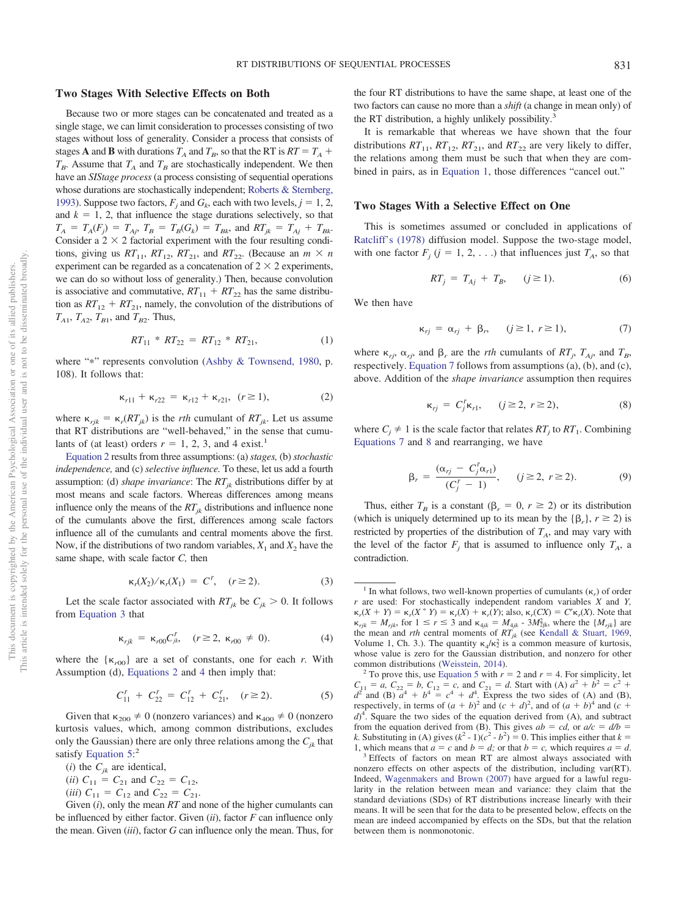## Two Stages With Selective Effects on Both

Because two or more stages can be concatenated and treated as a single stage, we can limit consideration to processes consisting of two stages without loss of generality. Consider a process that consists of stages **A** and **B** with durations $T_A$ and $T_B$, so that the RT is $RT = T_A + T_B$. Assume that $T_A$ and $T_B$ are stochastically independent. We then have an *SIStage process* (a process consisting of sequential operations whose durations are stochastically independent; Roberts & Sternberg, 1993). Suppose two factors, $F_j$ and $G_k$, each with two levels, $j = 1, 2$, and $k = 1, 2$, that influence the stage durations selectively, so that $T_A = T_A(F_j) = T_{Aj}$, $T_B = T_B(G_k) = T_{Bk}$, and $RT_{jk} = T_{Aj} + T_{Bk}$. Consider a $2 \times 2$ factorial experiment with the four resulting conditions, giving us $RT_{11}$, $RT_{12}$, $RT_{21}$, and $RT_{22}$. (Because an $m \times n$ experiment can be regarded as a concatenation of $2 \times 2$ experiments, we can do so without loss of generality.) Then, because convolution is associative and commutative, $RT_{11} + RT_{22}$ has the same distribution as $RT_{12} + RT_{21}$, namely, the convolution of the distributions of $T_{A1}$, $T_{A2}$, $T_{B1}$, and $T_{B2}$. Thus,

$$RT_{11} * RT_{22} = RT_{12} * RT_{21}, \tag{1}$$

where "*" represents convolution (Ashby & Townsend, 1980, p. 108). It follows that:

$$\kappa_{r11} + \kappa_{r22} = \kappa_{r12} + \kappa_{r21}, \quad (r \geq 1), \tag{2}$$

where $\kappa_{rjk} = \kappa_r(RT_{jk})$ is the *rth* cumulant of $RT_{jk}$. Let us assume that RT distributions are "well-behaved," in the sense that cumulants of (at least) orders $r = 1$, 2, 3, and 4 exist.[1]

Equation 2 results from three assumptions: (a) *stages,* (b) *stochastic independence,* and (c) *selective influence.* To these, let us add a fourth assumption: (d) *shape invariance*: The $RT_{jk}$ distributions differ by at most means and scale factors. Whereas differences among means influence only the means of the $RT_{jk}$ distributions and influence none of the cumulants above the first, differences among scale factors influence all of the cumulants and central moments above the first. Now, if the distributions of two random variables, $X_1$ and $X_2$ have the same shape, with scale factor $C$, then

$$\kappa_r(X_2)/\kappa_r(X_1) = C^r, \quad (r \geq 2). \tag{3}$$

Let the scale factor associated with $RT_{jk}$ be $C_{jk} > 0$. It follows from Equation 3 that

$$\kappa_{rjk} = \kappa_{r00} C_{jk}^r, \quad (r \geq 2, \ \kappa_{r00} \neq 0). \tag{4}$$

where the $\{\kappa_{r00}\}$ are a set of constants, one for each $r$. With Assumption (d), Equations 2 and 4 then imply that:

$$C_{11}^r + C_{22}^r = C_{12}^r + C_{21}^r, \quad (r \geq 2). \tag{5}$$

Given that $\kappa_{200} \neq 0$ (nonzero variances) and $\kappa_{400} \neq 0$ (nonzero kurtosis values, which, among common distributions, excludes only the Gaussian) there are only three relations among the $C_{jk}$ that satisfy Equation 5:[2]

(*i*) the $C_{jk}$ are identical,

(*ii*) $C_{11} = C_{21}$ and $C_{22} = C_{12}$,

(*iii*) $C_{11} = C_{12}$ and $C_{22} = C_{21}$.

Given (*i*), only the mean *RT* and none of the higher cumulants can be influenced by either factor. Given (*ii*), factor *F* can influence only the mean. Given (*iii*), factor *G* can influence only the mean. Thus, for the four RT distributions to have the same shape, at least one of the two factors can cause no more than a *shift* (a change in mean only) of the RT distribution, a highly unlikely possibility.[3]

It is remarkable that whereas we have shown that the four distributions $RT_{11}$, $RT_{12}$, $RT_{21}$, and $RT_{22}$ are very likely to differ, the relations among them must be such that when they are combined in pairs, as in Equation 1, those differences "cancel out."

## Two Stages With a Selective Effect on One

This is sometimes assumed or concluded in applications of Ratcliff's (1978) diffusion model. Suppose the two-stage model, with one factor $F_j$ ($j = 1, 2, \ldots$) that influences just $T_A$, so that

$$RT_j = T_{Aj} + T_B, \quad (j \geq 1). \tag{6}$$

We then have

$$\kappa_{rj} = \alpha_{rj} + \beta_r, \quad (j \geq 1, \ r \geq 1), \tag{7}$$

where $\kappa_{rj}$, $\alpha_{rj}$, and $\beta_r$ are the *rth* cumulants of $RT_j$, $T_{Aj}$, and $T_B$, respectively. Equation 7 follows from assumptions (a), (b), and (c), above. Addition of the *shape invariance* assumption then requires

$$\kappa_{rj} = C_j^r \kappa_{r1}, \quad (j \geq 2, \ r \geq 2), \tag{8}$$

where $C_j \neq 1$ is the scale factor that relates $RT_j$ to $RT_1$. Combining Equations 7 and 8 and rearranging, we have

$$\beta_r = \frac{(\alpha_{rj} - C_j^r \alpha_{r1})}{(C_j^r - 1)}, \quad (j \geq 2, \ r \geq 2). \tag{9}$$

Thus, either $T_B$ is a constant ($\beta_r = 0$, $r \geq 2$) or its distribution (which is uniquely determined up to its mean by the $\{\beta_r\}$, $r \geq 2$) is restricted by properties of the distribution of $T_A$, and may vary with the level of the factor $F_j$ that is assumed to influence only $T_A$, a contradiction.

---

[1] In what follows, two well-known properties of cumulants ($\kappa_r$) of order $r$ are used: For stochastically independent random variables $X$ and $Y$, $\kappa_r(X + Y) = \kappa_r(X * Y) = \kappa_r(X) + \kappa_r(Y)$; also, $\kappa_r(CX) = C^r\kappa_r(X)$. Note that $\kappa_{rjk} = M_{rjk}$, for $1 \leq r \leq 3$ and $\kappa_{4jk} = M_{4jk} - 3M_{2jk}^2$, where the $\{M_{rjk}\}$ are the mean and *rth* central moments of $RT_{jk}$ (see Kendall & Stuart, 1969, Volume 1, Ch. 3.). The quantity $\kappa_4/\kappa_2^2$ is a common measure of kurtosis, whose value is zero for the Gaussian distribution, and nonzero for other common distributions (Weisstein, 2014).

[2] To prove this, use Equation 5 with $r = 2$ and $r = 4$. For simplicity, let $C_{11} = a$, $C_{22} = b$, $C_{12} = c$, and $C_{21} = d$. Start with (A) $a^2 + b^2 = c^2 + d^2$ and (B) $a^4 + b^4 = c^4 + d^4$. Express the two sides of (A) and (B), respectively, in terms of $(a + b)^2$ and $(c + d)^2$, and of $(a + b)^4$ and $(c + d)^4$. Square the two sides of the equation derived from (A), and subtract from the equation derived from (B). This gives $ab = cd$, or $a/c = d/b = k$. Substituting in (A) gives $(k^2 - 1)(c^2 - b^2) = 0$. This implies either that $k = 1$, which means that $a = c$ and $b = d$; or that $b = c$, which requires $a = d$.

[3] Effects of factors on mean RT are almost always associated with nonzero effects on other aspects of the distribution, including var(RT). Indeed, Wagenmakers and Brown (2007) have argued for a lawful regularity in the relation between mean and variance: they claim that the standard deviations (SDs) of RT distributions increase linearly with their means. It will be seen that for the data to be presented below, effects on the mean are indeed accompanied by effects on the SDs, but that the relation between them is nonmonotonic.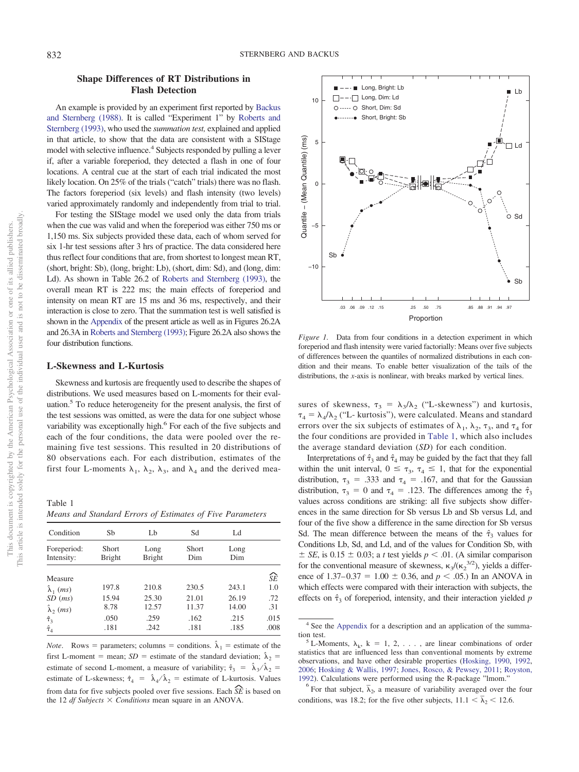## Shape Differences of RT Distributions in Flash Detection

An example is provided by an experiment first reported by Backus and Sternberg (1988). It is called "Experiment 1" by Roberts and Sternberg (1993), who used the *summation test,* explained and applied in that article, to show that the data are consistent with a SIStage model with selective influence.[4] Subjects responded by pulling a lever if, after a variable foreperiod, they detected a flash in one of four locations. A central cue at the start of each trial indicated the most likely location. On 25% of the trials ("catch" trials) there was no flash. The factors foreperiod (six levels) and flash intensity (two levels) varied approximately randomly and independently from trial to trial.

For testing the SIStage model we used only the data from trials when the cue was valid and when the foreperiod was either 750 ms or 1,150 ms. Six subjects provided these data, each of whom served for six 1-hr test sessions after 3 hrs of practice. The data considered here thus reflect four conditions that are, from shortest to longest mean RT, (short, bright: Sb), (long, bright: Lb), (short, dim: Sd), and (long, dim: Ld). As shown in Table 26.2 of Roberts and Sternberg (1993), the overall mean RT is 222 ms; the main effects of foreperiod and intensity on mean RT are 15 ms and 36 ms, respectively, and their interaction is close to zero. That the summation test is well satisfied is shown in the Appendix of the present article as well as in Figures 26.2A and 26.3A in Roberts and Sternberg (1993); Figure 26.2A also shows the four distribution functions.

## L-Skewness and L-Kurtosis

Skewness and kurtosis are frequently used to describe the shapes of distributions. We used measures based on L-moments for their evaluation.[5] To reduce heterogeneity for the present analysis, the first of the test sessions was omitted, as were the data for one subject whose variability was exceptionally high.[6] For each of the five subjects and each of the four conditions, the data were pooled over the remaining five test sessions. This resulted in 20 distributions of 80 observations each. For each distribution, estimates of the first four L-moments $\lambda_1$, $\lambda_2$, $\lambda_3$, and $\lambda_4$ and the derived measures of skewness, $\tau_3 = \lambda_3/\lambda_2$ ("L-skewness") and kurtosis, $\tau_4 = \lambda_4/\lambda_2$ ("L- kurtosis"), were calculated. Means and standard errors over the six subjects of estimates of $\lambda_1$, $\lambda_2$, $\tau_3$, and $\tau_4$ for the four conditions are provided in Table 1, which also includes the average standard deviation (*SD*) for each condition.

Table 1
*Means and Standard Errors of Estimates of Five Parameters*

| Condition | Sb | Lb | Sd | Ld | |
|---|---|---|---|---|---|
| Foreperiod: | Short | Long | Short | Long | |
| Intensity: | Bright | Bright | Dim | Dim | |
| Measure | | | | | $\widehat{SE}$ |
| $\hat{\lambda}_1$ (*ms*) | 197.8 | 210.8 | 230.5 | 243.1 | 1.0 |
| *SD* (*ms*) | 15.94 | 25.30 | 21.01 | 26.19 | .72 |
| $\hat{\lambda}_2$ (*ms*) | 8.78 | 12.57 | 11.37 | 14.00 | .31 |
| $\hat{\tau}_3$ | .050 | .259 | .162 | .215 | .015 |
| $\hat{\tau}_4$ | .181 | .242 | .181 | .185 | .008 |

*Note*. Rows = parameters; columns = conditions. $\hat{\lambda}_1$ = estimate of the first L-moment = mean; *SD* = estimate of the standard deviation; $\hat{\lambda}_2$ = estimate of second L-moment, a measure of variability; $\hat{\tau}_3 = \hat{\lambda}_3/\hat{\lambda}_2$ = estimate of L-skewness; $\hat{\tau}_4 = \hat{\lambda}_4/\hat{\lambda}_2$ = estimate of L-kurtosis. Values from data for five subjects pooled over five sessions. Each $\widehat{SE}$ is based on the 12 *df Subjects* × *Conditions* mean square in an ANOVA.

Long, Bright: Lb
Long, Dim: Ld
Short, Dim: Sd
Short, Bright: Sb
Quantile – (Mean Quantile) (ms)
Proportion
.03 .06 .09 .12 .15 .25 .50 .75 .85 .88 .91 .94 .97
10 5 0 −5 −10

*Figure 1.* Data from four conditions in a detection experiment in which foreperiod and flash intensity were varied factorially: Means over five subjects of differences between the quantiles of normalized distributions in each condition and their means. To enable better visualization of the tails of the distributions, the *x*-axis is nonlinear, with breaks marked by vertical lines.

Interpretations of $\hat{\tau}_3$ and $\hat{\tau}_4$ may be guided by the fact that they fall within the unit interval, $0 \leq \tau_3, \tau_4 \leq 1$, that for the exponential distribution, $\tau_3 = .333$ and $\tau_4 = .167$, and that for the Gaussian distribution, $\tau_3 = 0$ and $\tau_4 = .123$. The differences among the $\hat{\tau}_3$ values across conditions are striking: all five subjects show differences in the same direction for Sb versus Lb and Sb versus Ld, and four of the five show a difference in the same direction for Sb versus Sd. The mean difference between the means of the $\hat{\tau}_3$ values for Conditions Lb, Sd, and Ld, and of the values for Condition Sb, with $\pm$ *SE*, is $0.15 \pm 0.03$; a *t* test yields $p < .01$. (A similar comparison for the conventional measure of skewness, $\kappa_3/(\kappa_2^{3/2})$, yields a difference of $1.37–0.37 = 1.00 \pm 0.36$, and $p < .05$.) In an ANOVA in which effects were compared with their interaction with subjects, the effects on $\hat{\tau}_3$ of foreperiod, intensity, and their interaction yielded *p*

[4] See the Appendix for a description and an application of the summation test.

[5] L-Moments, $\lambda_k$, k = 1, 2, . . . , are linear combinations of order statistics that are influenced less than conventional moments by extreme observations, and have other desirable properties (Hosking, 1990, 1992, 2006; Hosking & Wallis, 1997; Jones, Rosco, & Pewsey, 2011; Royston, 1992). Calculations were performed using the R-package "lmom."

[6] For that subject, $\bar{\lambda}_2$, a measure of variability averaged over the four conditions, was 18.2; for the five other subjects, $11.1 < \bar{\lambda}_2 < 12.6$.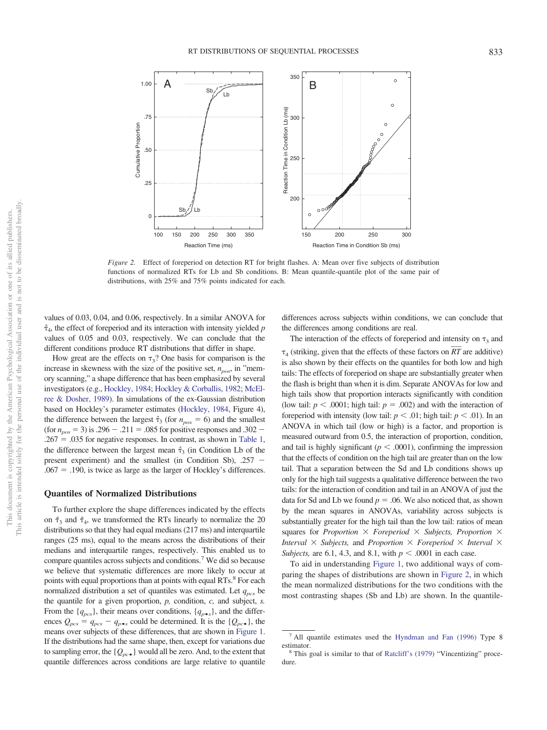A

1.00

.75

.50

.25

0

Cumulative Proportion

Sb

Lb

Sb

Lb

100 150 200 250 300 350

Reaction Time (ms)

B

350

300

250

200

Reaction Time in Condition Lb (ms)

150 200 250 300

Reaction Time in Condition Sb (ms)

*Figure 2.* Effect of foreperiod on detection RT for bright flashes. A: Mean over five subjects of distribution functions of normalized RTs for Lb and Sb conditions. B: Mean quantile-quantile plot of the same pair of distributions, with 25% and 75% points indicated for each.

values of 0.03, 0.04, and 0.06, respectively. In a similar ANOVA for $\hat{\tau}_4$, the effect of foreperiod and its interaction with intensity yielded *p* values of 0.05 and 0.03, respectively. We can conclude that the different conditions produce RT distributions that differ in shape.

How great are the effects on $\tau_3$? One basis for comparison is the increase in skewness with the size of the positive set, $n_{pos}$, in "memory scanning," a shape difference that has been emphasized by several investigators (e.g., Hockley, 1984; Hockley & Corballis, 1982; McElree & Dosher, 1989). In simulations of the ex-Gaussian distribution based on Hockley's parameter estimates (Hockley, 1984, Figure 4), the difference between the largest $\hat{\tau}_3$ (for $n_{pos} = 6$) and the smallest (for $n_{pos} = 3$) is $.296 - .211 = .085$ for positive responses and $.302 - .267 = .035$ for negative responses. In contrast, as shown in Table 1, the difference between the largest mean $\hat{\tau}_3$ (in Condition Lb of the present experiment) and the smallest (in Condition Sb), $.257 - .067 = .190$, is twice as large as the larger of Hockley's differences.

## Quantiles of Normalized Distributions

To further explore the shape differences indicated by the effects on $\hat{\tau}_3$ and $\hat{\tau}_4$, we transformed the RTs linearly to normalize the 20 distributions so that they had equal medians (217 ms) and interquartile ranges (25 ms), equal to the means across the distributions of their medians and interquartile ranges, respectively. This enabled us to compare quantiles across subjects and conditions.[7] We did so because we believe that systematic differences are more likely to occur at points with equal proportions than at points with equal RTs.[8] For each normalized distribution a set of quantiles was estimated. Let $q_{pcs}$ be the quantile for a given proportion, *p,* condition, *c,* and subject, *s.* From the $\{q_{pcs}\}$, their means over conditions, $\{q_{p\bullet s}\}$, and the differences $Q_{pcs} = q_{pcs} - q_{p\bullet s}$ could be determined. It is the $\{Q_{pc\bullet}\}$, the means over subjects of these differences, that are shown in Figure 1. If the distributions had the same shape, then, except for variations due to sampling error, the $\{Q_{pc\bullet}\}$ would all be zero. And, to the extent that quantile differences across conditions are large relative to quantile differences across subjects within conditions, we can conclude that the differences among conditions are real.

The interaction of the effects of foreperiod and intensity on $\tau_3$ and $\tau_4$ (striking, given that the effects of these factors on $\overline{RT}$ are additive) is also shown by their effects on the quantiles for both low and high tails: The effects of foreperiod on shape are substantially greater when the flash is bright than when it is dim. Separate ANOVAs for low and high tails show that proportion interacts significantly with condition (low tail: $p < .0001$; high tail: $p = .002$) and with the interaction of foreperiod with intensity (low tail: $p < .01$; high tail: $p < .01$). In an ANOVA in which tail (low or high) is a factor, and proportion is measured outward from 0.5, the interaction of proportion, condition, and tail is highly significant ($p < .0001$), confirming the impression that the effects of condition on the high tail are greater than on the low tail. That a separation between the Sd and Lb conditions shows up only for the high tail suggests a qualitative difference between the two tails: for the interaction of condition and tail in an ANOVA of just the data for Sd and Lb we found $p = .06$. We also noticed that, as shown by the mean squares in ANOVAs, variability across subjects is substantially greater for the high tail than the low tail: ratios of mean squares for *Proportion × Foreperiod × Subjects, Proportion × Interval × Subjects,* and *Proportion × Foreperiod × Interval × Subjects,* are 6.1, 4.3, and 8.1, with $p < .0001$ in each case.

To aid in understanding Figure 1, two additional ways of comparing the shapes of distributions are shown in Figure 2, in which the mean normalized distributions for the two conditions with the most contrasting shapes (Sb and Lb) are shown. In the quantile-

[7] All quantile estimates used the Hyndman and Fan (1996) Type 8 estimator.

[8] This goal is similar to that of Ratcliff's (1979) "Vincentizing" procedure.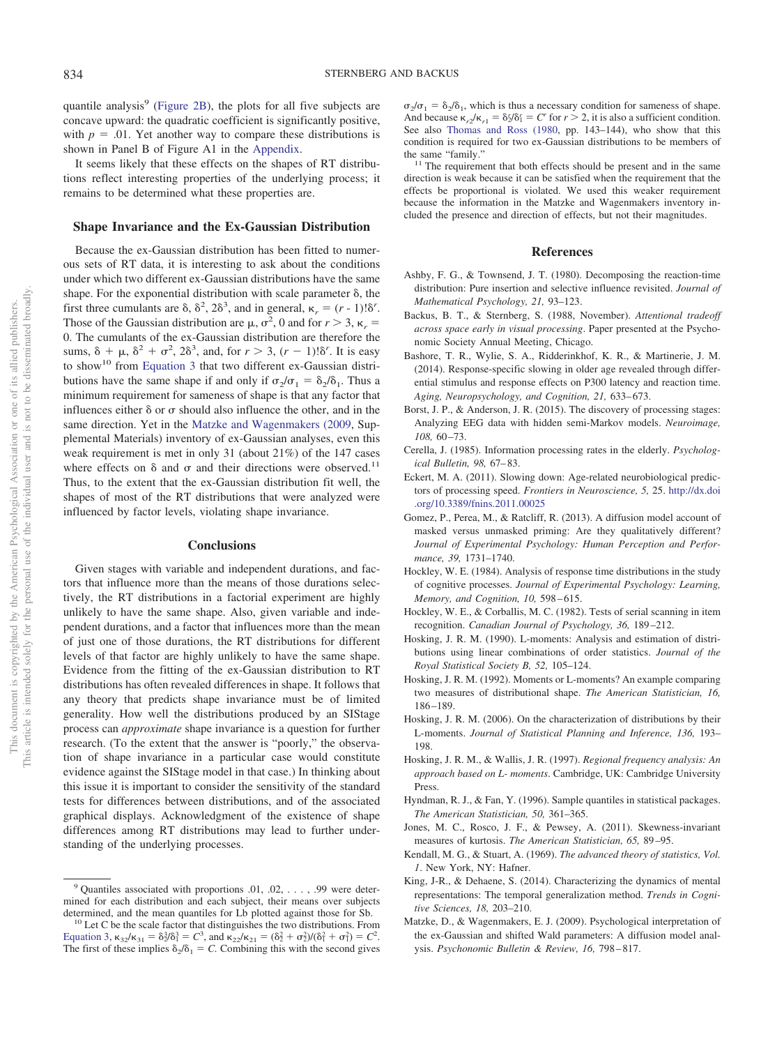quantile analysis[9] (Figure 2B), the plots for all five subjects are concave upward: the quadratic coefficient is significantly positive, with $p = .01$. Yet another way to compare these distributions is shown in Panel B of Figure A1 in the Appendix.

It seems likely that these effects on the shapes of RT distributions reflect interesting properties of the underlying process; it remains to be determined what these properties are.

## Shape Invariance and the Ex-Gaussian Distribution

Because the ex-Gaussian distribution has been fitted to numerous sets of RT data, it is interesting to ask about the conditions under which two different ex-Gaussian distributions have the same shape. For the exponential distribution with scale parameter $\delta$, the first three cumulants are $\delta$, $\delta^2$, $2\delta^3$, and in general, $\kappa_r = (r - 1)!\delta^r$. Those of the Gaussian distribution are $\mu$, $\sigma^2$, 0 and for $r > 3$, $\kappa_r = 0$. The cumulants of the ex-Gaussian distribution are therefore the sums, $\delta + \mu$, $\delta^2 + \sigma^2$, $2\delta^3$, and, for $r > 3$, $(r - 1)!\delta^r$. It is easy to show[10] from Equation 3 that two different ex-Gaussian distributions have the same shape if and only if $\sigma_2/\sigma_1 = \delta_2/\delta_1$. Thus a minimum requirement for sameness of shape is that any factor that influences either $\delta$ or $\sigma$ should also influence the other, and in the same direction. Yet in the Matzke and Wagenmakers (2009, Supplemental Materials) inventory of ex-Gaussian analyses, even this weak requirement is met in only 31 (about 21%) of the 147 cases where effects on $\delta$ and $\sigma$ and their directions were observed.[11] Thus, to the extent that the ex-Gaussian distribution fit well, the shapes of most of the RT distributions that were analyzed were influenced by factor levels, violating shape invariance.

## Conclusions

Given stages with variable and independent durations, and factors that influence more than the means of those durations selectively, the RT distributions in a factorial experiment are highly unlikely to have the same shape. Also, given variable and independent durations, and a factor that influences more than the mean of just one of those durations, the RT distributions for different levels of that factor are highly unlikely to have the same shape. Evidence from the fitting of the ex-Gaussian distribution to RT distributions has often revealed differences in shape. It follows that any theory that predicts shape invariance must be of limited generality. How well the distributions produced by an SIStage process can *approximate* shape invariance is a question for further research. (To the extent that the answer is "poorly," the observation of shape invariance in a particular case would constitute evidence against the SIStage model in that case.) In thinking about this issue it is important to consider the sensitivity of the standard tests for differences between distributions, and of the associated graphical displays. Acknowledgment of the existence of shape differences among RT distributions may lead to further understanding of the underlying processes.

---

[9] Quantiles associated with proportions .01, .02, . . . , .99 were determined for each distribution and each subject, their means over subjects determined, and the mean quantiles for Lb plotted against those for Sb.

[10] Let C be the scale factor that distinguishes the two distributions. From Equation 3, $\kappa_{32}/\kappa_{31} = \delta_2^3/\delta_1^3 = C^3$, and $\kappa_{22}/\kappa_{21} = (\delta_2^2 + \sigma_2^2)/(\delta_1^2 + \sigma_1^2) = C^2$. The first of these implies $\delta_2/\delta_1 = C$. Combining this with the second gives $\sigma_2/\sigma_1 = \delta_2/\delta_1$, which is thus a necessary condition for sameness of shape. And because $\kappa_{r2}/\kappa_{r1} = \delta_2^r/\delta_1^r = C^r$ for $r > 2$, it is also a sufficient condition. See also Thomas and Ross (1980, pp. 143–144), who show that this condition is required for two ex-Gaussian distributions to be members of the same "family."

[11] The requirement that both effects should be present and in the same direction is weak because it can be satisfied when the requirement that the effects be proportional is violated. We used this weaker requirement because the information in the Matzke and Wagenmakers inventory included the presence and direction of effects, but not their magnitudes.

## References

Ashby, F. G., & Townsend, J. T. (1980). Decomposing the reaction-time distribution: Pure insertion and selective influence revisited. *Journal of Mathematical Psychology, 21,* 93–123.

Backus, B. T., & Sternberg, S. (1988, November). *Attentional tradeoff across space early in visual processing*. Paper presented at the Psychonomic Society Annual Meeting, Chicago.

Bashore, T. R., Wylie, S. A., Ridderinkhof, K. R., & Martinerie, J. M. (2014). Response-specific slowing in older age revealed through differential stimulus and response effects on P300 latency and reaction time. *Aging, Neuropsychology, and Cognition, 21,* 633–673.

Borst, J. P., & Anderson, J. R. (2015). The discovery of processing stages: Analyzing EEG data with hidden semi-Markov models. *Neuroimage, 108,* 60–73.

Cerella, J. (1985). Information processing rates in the elderly. *Psychological Bulletin, 98,* 67–83.

Eckert, M. A. (2011). Slowing down: Age-related neurobiological predictors of processing speed. *Frontiers in Neuroscience, 5,* 25. http://dx.doi.org/10.3389/fnins.2011.00025

Gomez, P., Perea, M., & Ratcliff, R. (2013). A diffusion model account of masked versus unmasked priming: Are they qualitatively different? *Journal of Experimental Psychology: Human Perception and Performance, 39,* 1731–1740.

Hockley, W. E. (1984). Analysis of response time distributions in the study of cognitive processes. *Journal of Experimental Psychology: Learning, Memory, and Cognition, 10,* 598–615.

Hockley, W. E., & Corballis, M. C. (1982). Tests of serial scanning in item recognition. *Canadian Journal of Psychology, 36,* 189–212.

Hosking, J. R. M. (1990). L-moments: Analysis and estimation of distributions using linear combinations of order statistics. *Journal of the Royal Statistical Society B, 52,* 105–124.

Hosking, J. R. M. (1992). Moments or L-moments? An example comparing two measures of distributional shape. *The American Statistician, 16,* 186–189.

Hosking, J. R. M. (2006). On the characterization of distributions by their L-moments. *Journal of Statistical Planning and Inference, 136,* 193–198.

Hosking, J. R. M., & Wallis, J. R. (1997). *Regional frequency analysis: An approach based on L- moments*. Cambridge, UK: Cambridge University Press.

Hyndman, R. J., & Fan, Y. (1996). Sample quantiles in statistical packages. *The American Statistician, 50,* 361–365.

Jones, M. C., Rosco, J. F., & Pewsey, A. (2011). Skewness-invariant measures of kurtosis. *The American Statistician, 65,* 89–95.

Kendall, M. G., & Stuart, A. (1969). *The advanced theory of statistics, Vol. 1*. New York, NY: Hafner.

King, J-R., & Dehaene, S. (2014). Characterizing the dynamics of mental representations: The temporal generalization method. *Trends in Cognitive Sciences, 18,* 203–210.

Matzke, D., & Wagenmakers, E. J. (2009). Psychological interpretation of the ex-Gaussian and shifted Wald parameters: A diffusion model analysis. *Psychonomic Bulletin & Review, 16,* 798–817.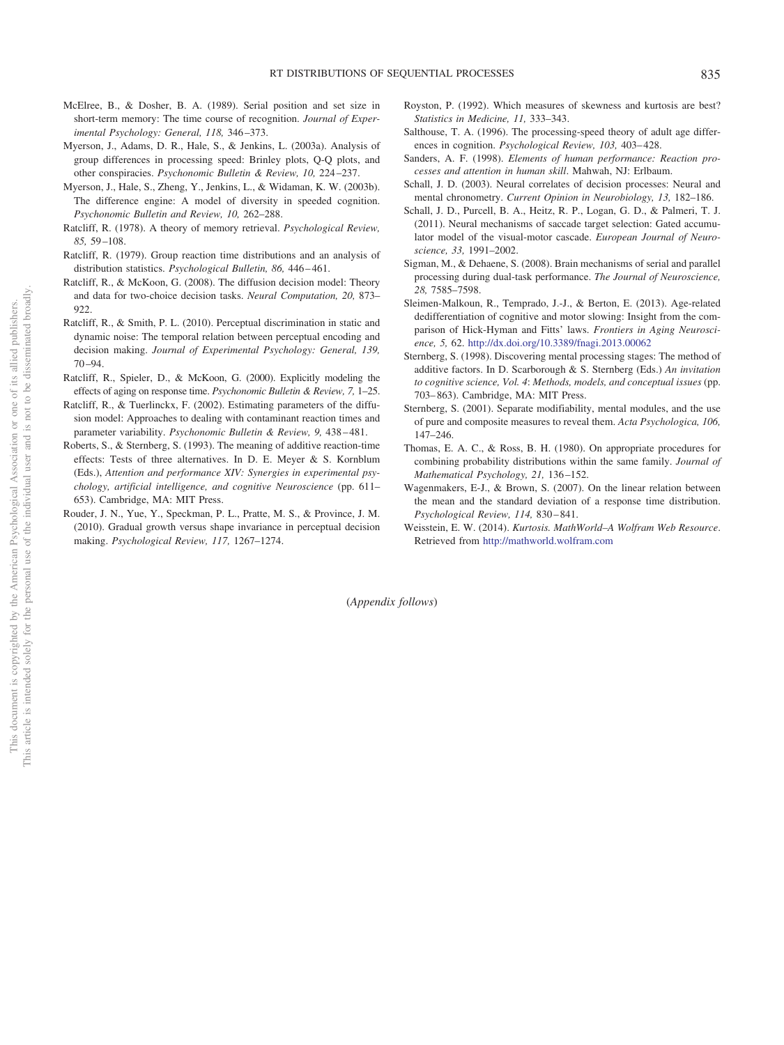McElree, B., & Dosher, B. A. (1989). Serial position and set size in short-term memory: The time course of recognition. *Journal of Experimental Psychology: General, 118,* 346–373.

Myerson, J., Adams, D. R., Hale, S., & Jenkins, L. (2003a). Analysis of group differences in processing speed: Brinley plots, Q-Q plots, and other conspiracies. *Psychonomic Bulletin & Review, 10,* 224–237.

Myerson, J., Hale, S., Zheng, Y., Jenkins, L., & Widaman, K. W. (2003b). The difference engine: A model of diversity in speeded cognition. *Psychonomic Bulletin and Review, 10,* 262–288.

Ratcliff, R. (1978). A theory of memory retrieval. *Psychological Review, 85,* 59–108.

Ratcliff, R. (1979). Group reaction time distributions and an analysis of distribution statistics. *Psychological Bulletin, 86,* 446–461.

Ratcliff, R., & McKoon, G. (2008). The diffusion decision model: Theory and data for two-choice decision tasks. *Neural Computation, 20,* 873–922.

Ratcliff, R., & Smith, P. L. (2010). Perceptual discrimination in static and dynamic noise: The temporal relation between perceptual encoding and decision making. *Journal of Experimental Psychology: General, 139,* 70–94.

Ratcliff, R., Spieler, D., & McKoon, G. (2000). Explicitly modeling the effects of aging on response time. *Psychonomic Bulletin & Review, 7,* 1–25.

Ratcliff, R., & Tuerlinckx, F. (2002). Estimating parameters of the diffusion model: Approaches to dealing with contaminant reaction times and parameter variability. *Psychonomic Bulletin & Review, 9,* 438–481.

Roberts, S., & Sternberg, S. (1993). The meaning of additive reaction-time effects: Tests of three alternatives. In D. E. Meyer & S. Kornblum (Eds.), *Attention and performance XIV: Synergies in experimental psychology, artificial intelligence, and cognitive Neuroscience* (pp. 611–653). Cambridge, MA: MIT Press.

Rouder, J. N., Yue, Y., Speckman, P. L., Pratte, M. S., & Province, J. M. (2010). Gradual growth versus shape invariance in perceptual decision making. *Psychological Review, 117,* 1267–1274.

Royston, P. (1992). Which measures of skewness and kurtosis are best? *Statistics in Medicine, 11,* 333–343.

Salthouse, T. A. (1996). The processing-speed theory of adult age differences in cognition. *Psychological Review, 103,* 403–428.

Sanders, A. F. (1998). *Elements of human performance: Reaction processes and attention in human skill*. Mahwah, NJ: Erlbaum.

Schall, J. D. (2003). Neural correlates of decision processes: Neural and mental chronometry. *Current Opinion in Neurobiology, 13,* 182–186.

Schall, J. D., Purcell, B. A., Heitz, R. P., Logan, G. D., & Palmeri, T. J. (2011). Neural mechanisms of saccade target selection: Gated accumulator model of the visual-motor cascade. *European Journal of Neuroscience, 33,* 1991–2002.

Sigman, M., & Dehaene, S. (2008). Brain mechanisms of serial and parallel processing during dual-task performance. *The Journal of Neuroscience, 28,* 7585–7598.

Sleimen-Malkoun, R., Temprado, J.-J., & Berton, E. (2013). Age-related dedifferentiation of cognitive and motor slowing: Insight from the comparison of Hick-Hyman and Fitts' laws. *Frontiers in Aging Neuroscience, 5,* 62. http://dx.doi.org/10.3389/fnagi.2013.00062

Sternberg, S. (1998). Discovering mental processing stages: The method of additive factors. In D. Scarborough & S. Sternberg (Eds.) *An invitation to cognitive science, Vol. 4*: *Methods, models, and conceptual issues* (pp. 703–863). Cambridge, MA: MIT Press.

Sternberg, S. (2001). Separate modifiability, mental modules, and the use of pure and composite measures to reveal them. *Acta Psychologica, 106,* 147–246.

Thomas, E. A. C., & Ross, B. H. (1980). On appropriate procedures for combining probability distributions within the same family. *Journal of Mathematical Psychology, 21,* 136–152.

Wagenmakers, E-J., & Brown, S. (2007). On the linear relation between the mean and the standard deviation of a response time distribution. *Psychological Review, 114,* 830–841.

Weisstein, E. W. (2014). *Kurtosis. MathWorld–A Wolfram Web Resource*. Retrieved from http://mathworld.wolfram.com

(*Appendix follows*)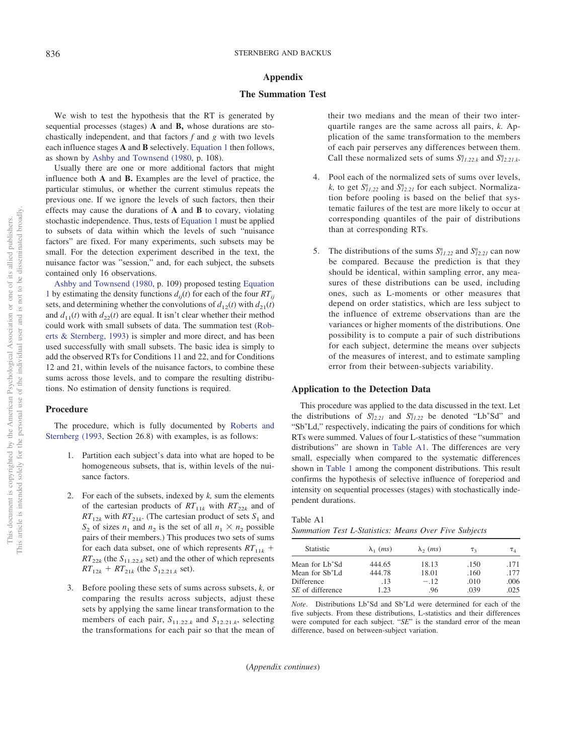## Appendix

### The Summation Test

We wish to test the hypothesis that the RT is generated by sequential processes (stages) **A** and **B,** whose durations are stochastically independent, and that factors *f* and *g* with two levels each influence stages **A** and **B** selectively. Equation 1 then follows, as shown by Ashby and Townsend (1980, p. 108).

Usually there are one or more additional factors that might influence both **A** and **B.** Examples are the level of practice, the particular stimulus, or whether the current stimulus repeats the previous one. If we ignore the levels of such factors, then their effects may cause the durations of **A** and **B** to covary, violating stochastic independence. Thus, tests of Equation 1 must be applied to subsets of data within which the levels of such "nuisance factors" are fixed. For many experiments, such subsets may be small. For the detection experiment described in the text, the nuisance factor was "session," and, for each subject, the subsets contained only 16 observations.

Ashby and Townsend (1980, p. 109) proposed testing Equation 1 by estimating the density functions $d_{ij}(t)$ for each of the four $RT_{ij}$ sets, and determining whether the convolutions of $d_{12}(t)$ with $d_{21}(t)$ and $d_{11}(t)$ with $d_{22}(t)$ are equal. It isn't clear whether their method could work with small subsets of data. The summation test (Roberts & Sternberg, 1993) is simpler and more direct, and has been used successfully with small subsets. The basic idea is simply to add the observed RTs for Conditions 11 and 22, and for Conditions 12 and 21, within levels of the nuisance factors, to combine these sums across those levels, and to compare the resulting distributions. No estimation of density functions is required.

### Procedure

The procedure, which is fully documented by Roberts and Sternberg (1993, Section 26.8) with examples, is as follows:

1. Partition each subject's data into what are hoped to be homogeneous subsets, that is, within levels of the nuisance factors.

2. For each of the subsets, indexed by *k,* sum the elements of the cartesian products of $RT_{11k}$ with $RT_{22k}$ and of $RT_{12k}$ with $RT_{21k}$. (The cartesian product of sets $S_1$ and $S_2$ of sizes $n_1$ and $n_2$ is the set of all $n_1 \times n_2$ possible pairs of their members.) This produces two sets of sums for each data subset, one of which represents $RT_{11k}$ + $RT_{22k}$ (the $S_{11.22.k}$ set) and the other of which represents $RT_{12k}$ + $RT_{21k}$ (the $S_{12.21.k}$ set).

3. Before pooling these sets of sums across subsets, *k,* or comparing the results across subjects, adjust these sets by applying the same linear transformation to the members of each pair, $S_{11.22.k}$ and $S_{12.21.k}$, selecting the transformations for each pair so that the mean of their two medians and the mean of their two interquartile ranges are the same across all pairs, *k.* Application of the same transformation to the members of each pair perserves any differences between them. Call these normalized sets of sums $S^{n}_{11.22.k}$ and $S^{n}_{12.21.k}$.

4. Pool each of the normalized sets of sums over levels, *k,* to get $S^{n}_{11.22}$ and $S^{n}_{12.21}$ for each subject. Normalization before pooling is based on the belief that systematic failures of the test are more likely to occur at corresponding quantiles of the pair of distributions than at corresponding RTs.

5. The distributions of the sums $S^{n}_{11.22}$ and $S^{n}_{12.21}$ can now be compared. Because the prediction is that they should be identical, within sampling error, any measures of these distributions can be used, including ones, such as L-moments or other measures that depend on order statistics, which are less subject to the influence of extreme observations than are the variances or higher moments of the distributions. One possibility is to compute a pair of such distributions for each subject, determine the means over subjects of the measures of interest, and to estimate sampling error from their between-subjects variability.

### Application to the Detection Data

This procedure was applied to the data discussed in the text. Let the distributions of $S^{n}_{12.21}$ and $S^{n}_{11.22}$ be denoted "Lb*Sd" and "Sb*Ld," respectively, indicating the pairs of conditions for which RTs were summed. Values of four L-statistics of these "summation distributions" are shown in Table A1. The differences are very small, especially when compared to the systematic differences shown in Table 1 among the component distributions. This result confirms the hypothesis of selective influence of foreperiod and intensity on sequential processes (stages) with stochastically independent durations.

Table A1
*Summation Test L-Statistics: Means Over Five Subjects*

| Statistic | $\lambda_1$ (*ms*) | $\lambda_2$ (*ms*) | $\tau_3$ | $\tau_4$ |
|---|---|---|---|---|
| Mean for Lb*Sd | 444.65 | 18.13 | .150 | .171 |
| Mean for Sb*Ld | 444.78 | 18.01 | .160 | .177 |
| Difference | .13 | −.12 | .010 | .006 |
| *SE* of difference | 1.23 | .96 | .039 | .025 |

*Note*. Distributions Lb*Sd and Sb*Ld were determined for each of the five subjects. From these distributions, L-statistics and their differences were computed for each subject. "*SE*" is the standard error of the mean difference, based on between-subject variation.

(*Appendix continues*)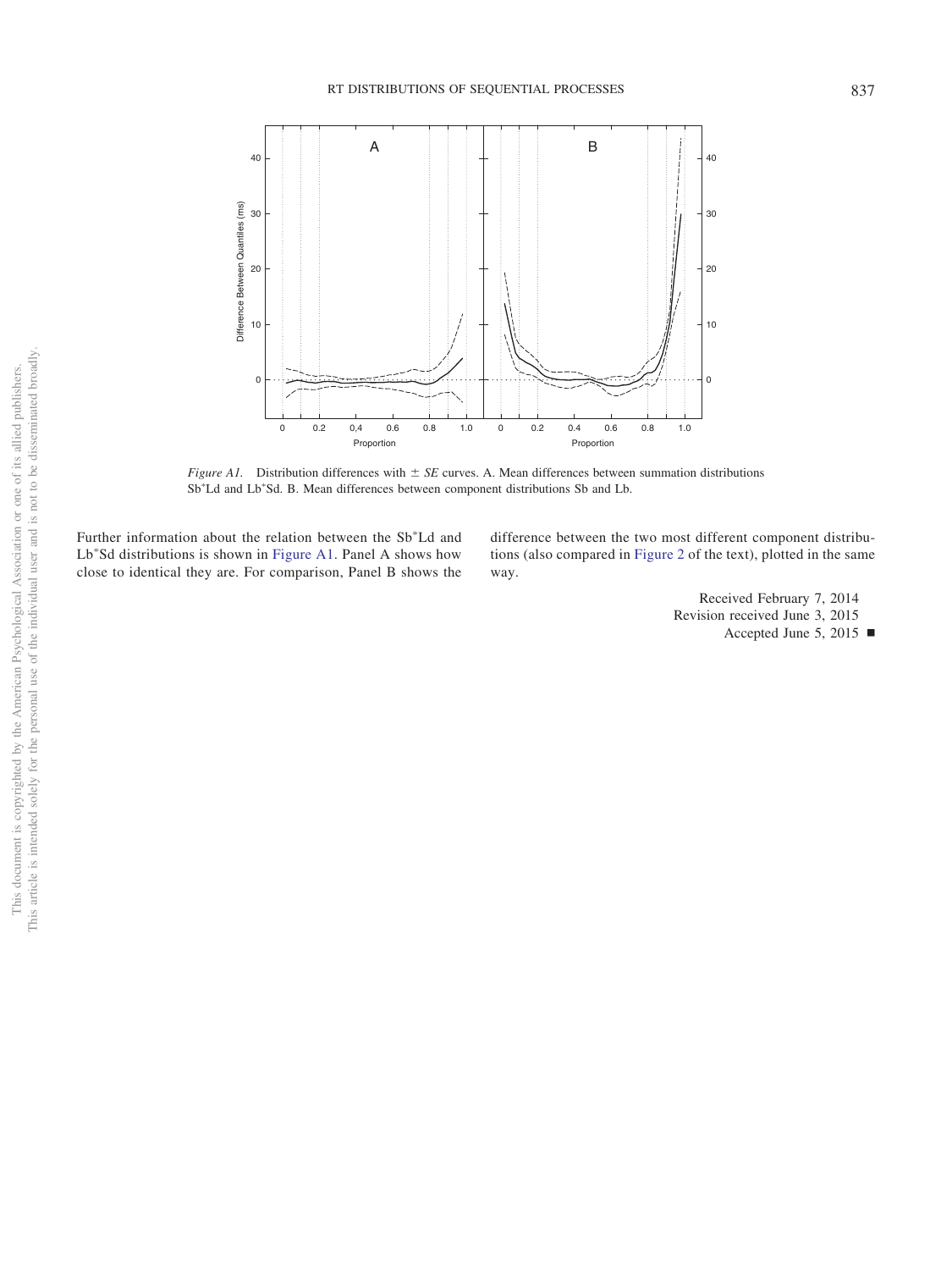A

B

Difference Between Quantiles (ms)

40

30

20

10

0

0 0.2 0,4 0.6 0.8 1.0

Proportion

0 0.2 0.4 0.6 0.8 1.0

Proportion

*Figure A1.* Distribution differences with ± *SE* curves. A. Mean differences between summation distributions Sb*Ld and Lb*Sd. B. Mean differences between component distributions Sb and Lb.

Further information about the relation between the Sb*Ld and Lb*Sd distributions is shown in Figure A1. Panel A shows how close to identical they are. For comparison, Panel B shows the difference between the two most different component distributions (also compared in Figure 2 of the text), plotted in the same way.

Received February 7, 2014
Revision received June 3, 2015
Accepted June 5, 2015 ■